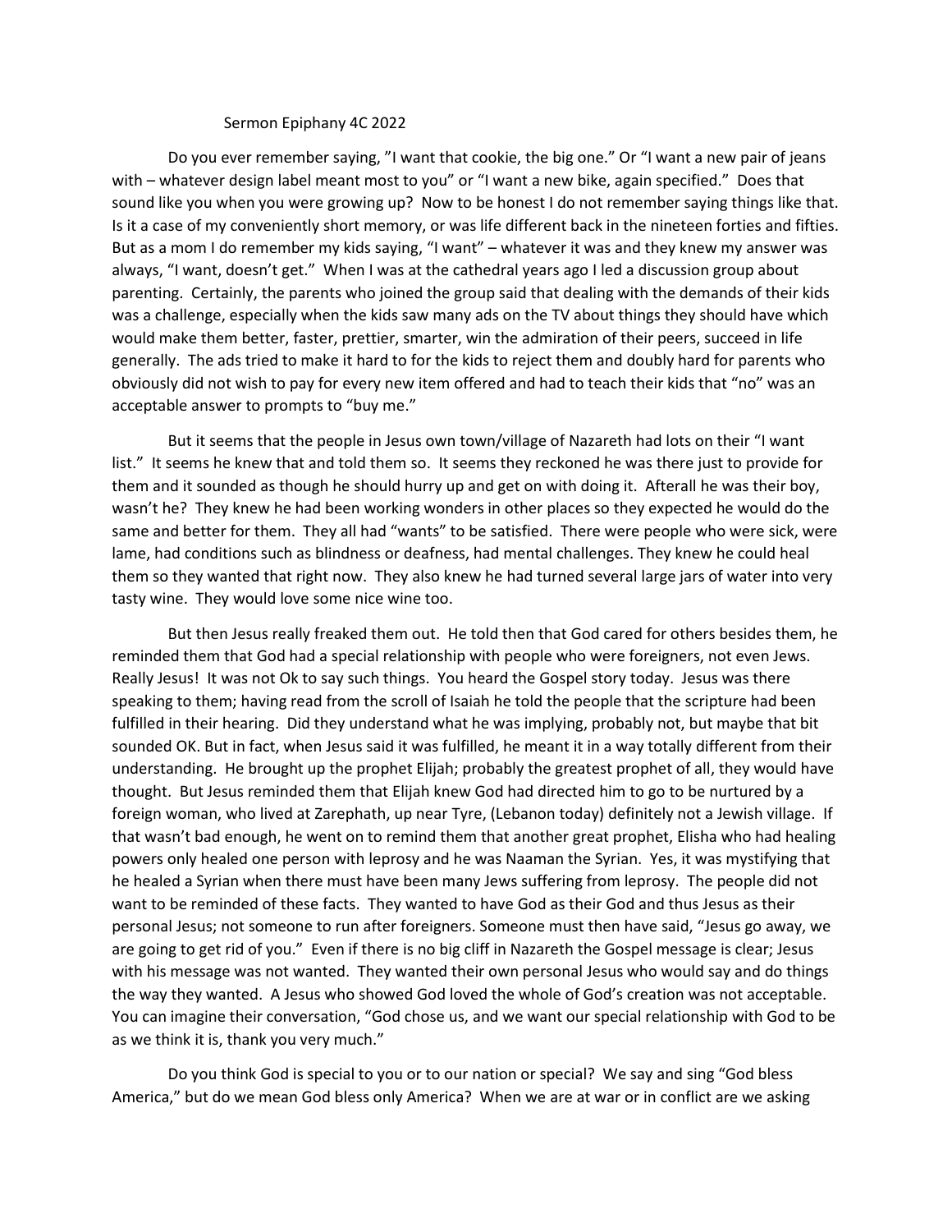Sermon Epiphany 4C 2022

Do you ever remember saying, "I want that cookie, the big one." Or "I want a new pair of jeans with – whatever design label meant most to you" or "I want a new bike, again specified." Does that sound like you when you were growing up? Now to be honest I do not remember saying things like that. Is it a case of my conveniently short memory, or was life different back in the nineteen forties and fifties. But as a mom I do remember my kids saying, "I want" – whatever it was and they knew my answer was always, "I want, doesn't get." When I was at the cathedral years ago I led a discussion group about parenting. Certainly, the parents who joined the group said that dealing with the demands of their kids was a challenge, especially when the kids saw many ads on the TV about things they should have which would make them better, faster, prettier, smarter, win the admiration of their peers, succeed in life generally. The ads tried to make it hard to for the kids to reject them and doubly hard for parents who obviously did not wish to pay for every new item offered and had to teach their kids that "no" was an acceptable answer to prompts to "buy me."

But it seems that the people in Jesus own town/village of Nazareth had lots on their "I want list." It seems he knew that and told them so. It seems they reckoned he was there just to provide for them and it sounded as though he should hurry up and get on with doing it. Afterall he was their boy, wasn't he? They knew he had been working wonders in other places so they expected he would do the same and better for them. They all had "wants" to be satisfied. There were people who were sick, were lame, had conditions such as blindness or deafness, had mental challenges. They knew he could heal them so they wanted that right now. They also knew he had turned several large jars of water into very tasty wine. They would love some nice wine too.

But then Jesus really freaked them out. He told then that God cared for others besides them, he reminded them that God had a special relationship with people who were foreigners, not even Jews. Really Jesus! It was not Ok to say such things. You heard the Gospel story today. Jesus was there speaking to them; having read from the scroll of Isaiah he told the people that the scripture had been fulfilled in their hearing. Did they understand what he was implying, probably not, but maybe that bit sounded OK. But in fact, when Jesus said it was fulfilled, he meant it in a way totally different from their understanding. He brought up the prophet Elijah; probably the greatest prophet of all, they would have thought. But Jesus reminded them that Elijah knew God had directed him to go to be nurtured by a foreign woman, who lived at Zarephath, up near Tyre, (Lebanon today) definitely not a Jewish village. If that wasn't bad enough, he went on to remind them that another great prophet, Elisha who had healing powers only healed one person with leprosy and he was Naaman the Syrian. Yes, it was mystifying that he healed a Syrian when there must have been many Jews suffering from leprosy. The people did not want to be reminded of these facts. They wanted to have God as their God and thus Jesus as their personal Jesus; not someone to run after foreigners. Someone must then have said, "Jesus go away, we are going to get rid of you." Even if there is no big cliff in Nazareth the Gospel message is clear; Jesus with his message was not wanted. They wanted their own personal Jesus who would say and do things the way they wanted. A Jesus who showed God loved the whole of God's creation was not acceptable. You can imagine their conversation, "God chose us, and we want our special relationship with God to be as we think it is, thank you very much."

Do you think God is special to you or to our nation or special? We say and sing "God bless America," but do we mean God bless only America? When we are at war or in conflict are we asking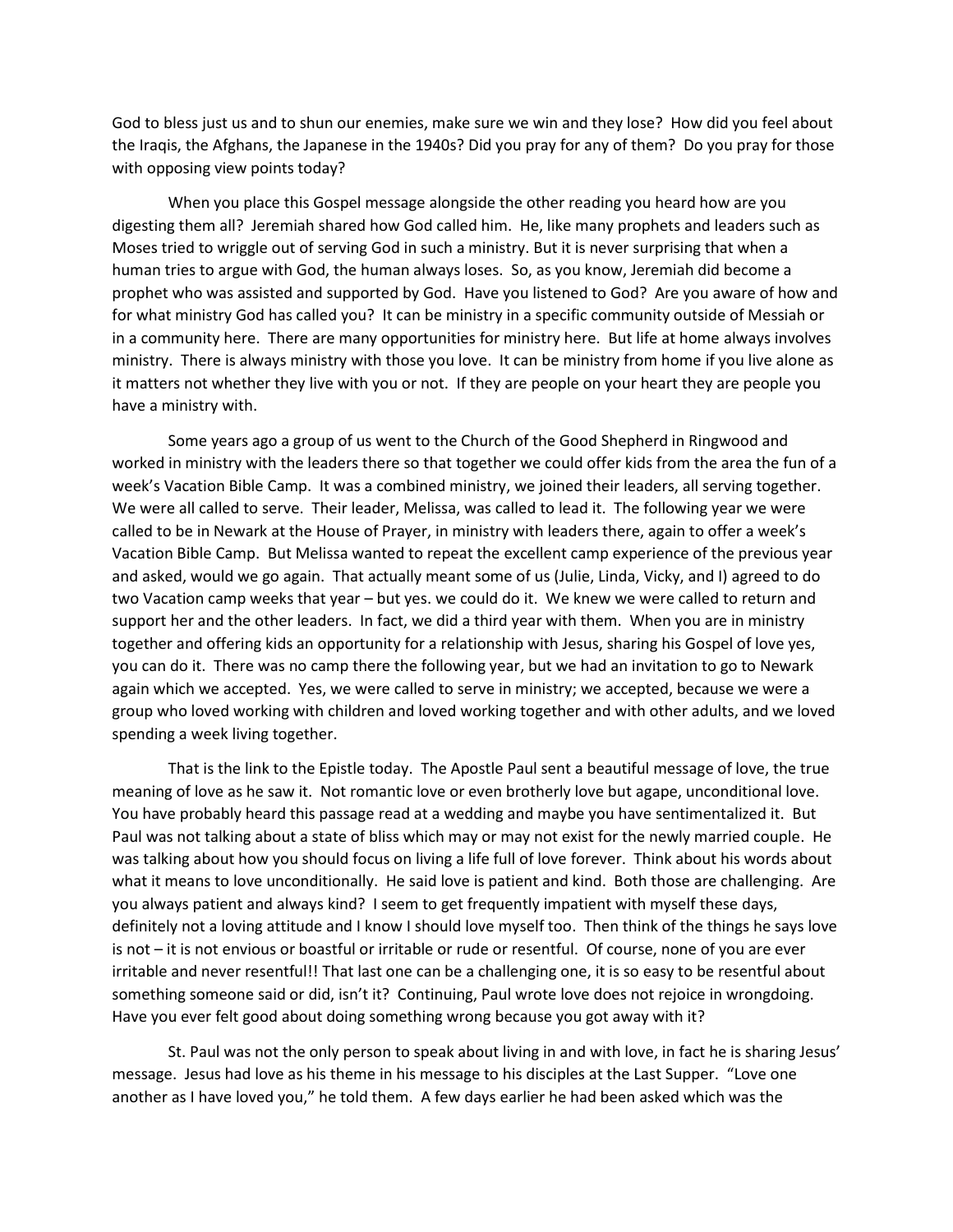God to bless just us and to shun our enemies, make sure we win and they lose? How did you feel about the Iraqis, the Afghans, the Japanese in the 1940s? Did you pray for any of them? Do you pray for those with opposing view points today?

When you place this Gospel message alongside the other reading you heard how are you digesting them all? Jeremiah shared how God called him. He, like many prophets and leaders such as Moses tried to wriggle out of serving God in such a ministry. But it is never surprising that when a human tries to argue with God, the human always loses. So, as you know, Jeremiah did become a prophet who was assisted and supported by God. Have you listened to God? Are you aware of how and for what ministry God has called you? It can be ministry in a specific community outside of Messiah or in a community here. There are many opportunities for ministry here. But life at home always involves ministry. There is always ministry with those you love. It can be ministry from home if you live alone as it matters not whether they live with you or not. If they are people on your heart they are people you have a ministry with.

Some years ago a group of us went to the Church of the Good Shepherd in Ringwood and worked in ministry with the leaders there so that together we could offer kids from the area the fun of a week's Vacation Bible Camp. It was a combined ministry, we joined their leaders, all serving together. We were all called to serve. Their leader, Melissa, was called to lead it. The following year we were called to be in Newark at the House of Prayer, in ministry with leaders there, again to offer a week's Vacation Bible Camp. But Melissa wanted to repeat the excellent camp experience of the previous year and asked, would we go again. That actually meant some of us (Julie, Linda, Vicky, and I) agreed to do two Vacation camp weeks that year – but yes. we could do it. We knew we were called to return and support her and the other leaders. In fact, we did a third year with them. When you are in ministry together and offering kids an opportunity for a relationship with Jesus, sharing his Gospel of love yes, you can do it. There was no camp there the following year, but we had an invitation to go to Newark again which we accepted. Yes, we were called to serve in ministry; we accepted, because we were a group who loved working with children and loved working together and with other adults, and we loved spending a week living together.

That is the link to the Epistle today. The Apostle Paul sent a beautiful message of love, the true meaning of love as he saw it. Not romantic love or even brotherly love but agape, unconditional love. You have probably heard this passage read at a wedding and maybe you have sentimentalized it. But Paul was not talking about a state of bliss which may or may not exist for the newly married couple. He was talking about how you should focus on living a life full of love forever. Think about his words about what it means to love unconditionally. He said love is patient and kind. Both those are challenging. Are you always patient and always kind? I seem to get frequently impatient with myself these days, definitely not a loving attitude and I know I should love myself too. Then think of the things he says love is not – it is not envious or boastful or irritable or rude or resentful. Of course, none of you are ever irritable and never resentful!! That last one can be a challenging one, it is so easy to be resentful about something someone said or did, isn't it? Continuing, Paul wrote love does not rejoice in wrongdoing. Have you ever felt good about doing something wrong because you got away with it?

St. Paul was not the only person to speak about living in and with love, in fact he is sharing Jesus' message. Jesus had love as his theme in his message to his disciples at the Last Supper. "Love one another as I have loved you," he told them. A few days earlier he had been asked which was the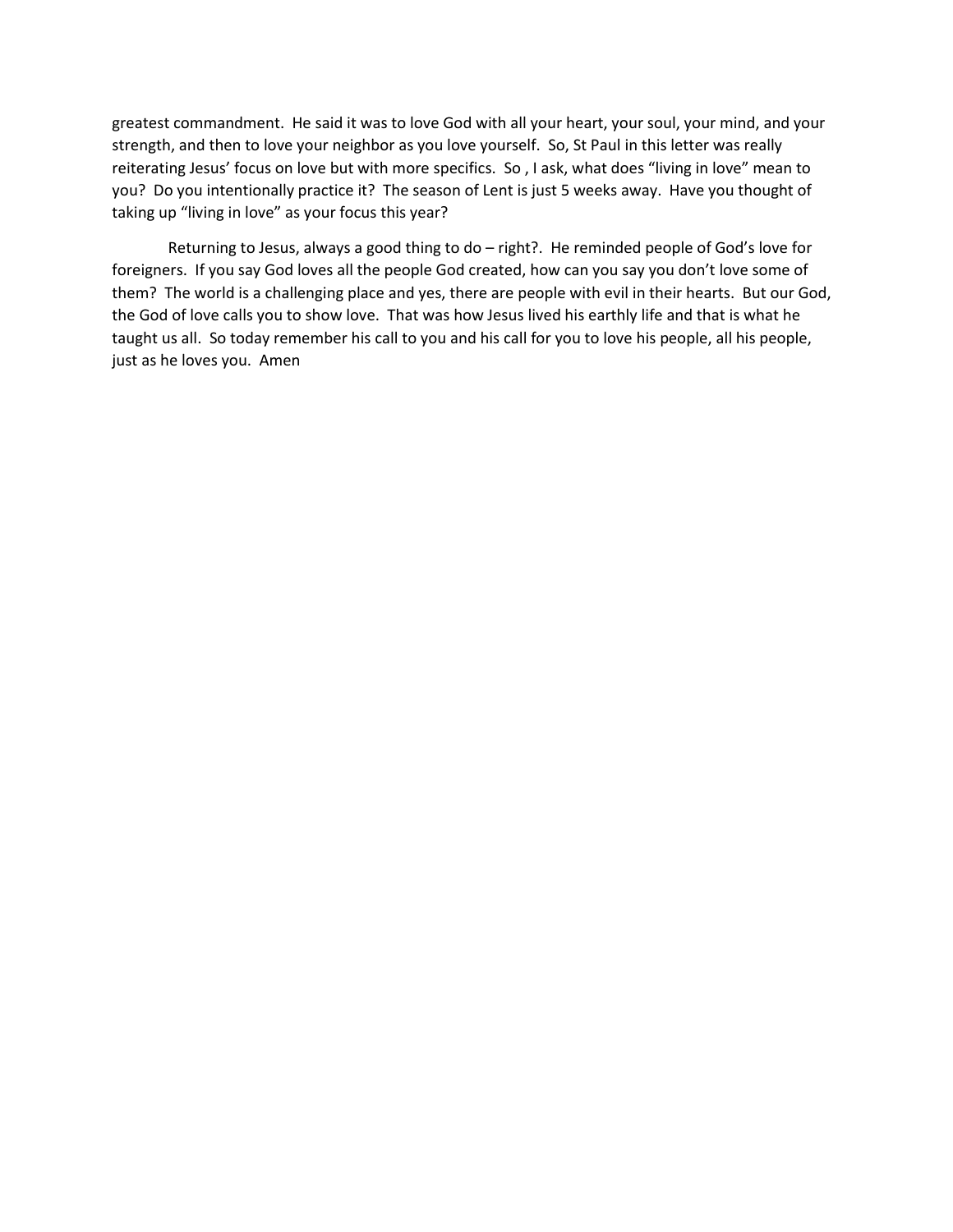greatest commandment. He said it was to love God with all your heart, your soul, your mind, and your strength, and then to love your neighbor as you love yourself. So, St Paul in this letter was really reiterating Jesus' focus on love but with more specifics. So , I ask, what does "living in love" mean to you? Do you intentionally practice it? The season of Lent is just 5 weeks away. Have you thought of taking up "living in love" as your focus this year?

Returning to Jesus, always a good thing to do – right?. He reminded people of God's love for foreigners. If you say God loves all the people God created, how can you say you don't love some of them? The world is a challenging place and yes, there are people with evil in their hearts. But our God, the God of love calls you to show love. That was how Jesus lived his earthly life and that is what he taught us all. So today remember his call to you and his call for you to love his people, all his people, just as he loves you. Amen